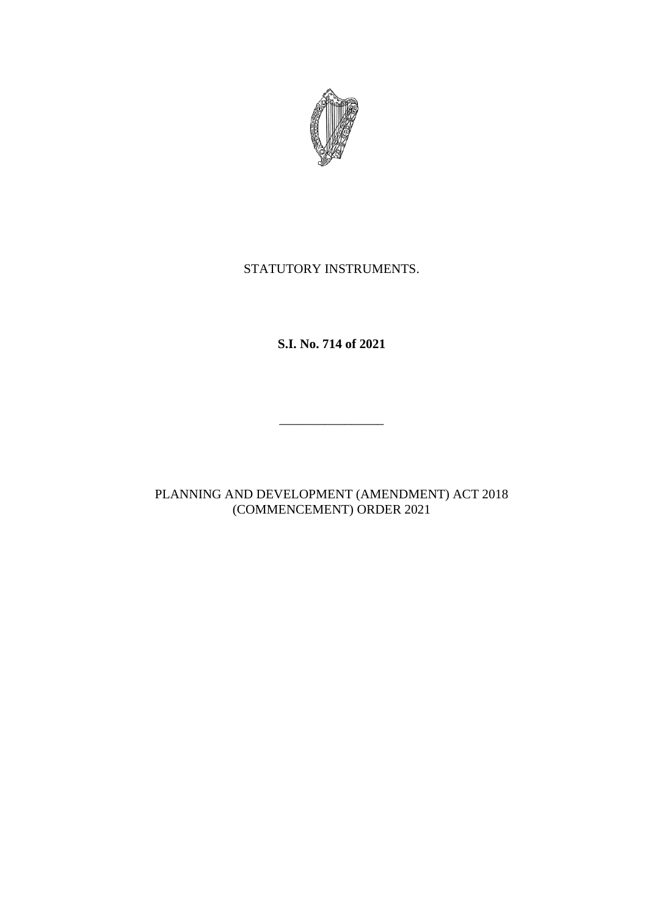STATUTORY INSTRUMENTS.

**S.I. No. 714 of 2021**

---

PLANNING AND DEVELOPMENT (AMENDMENT) ACT 2018
(COMMENCEMENT) ORDER 2021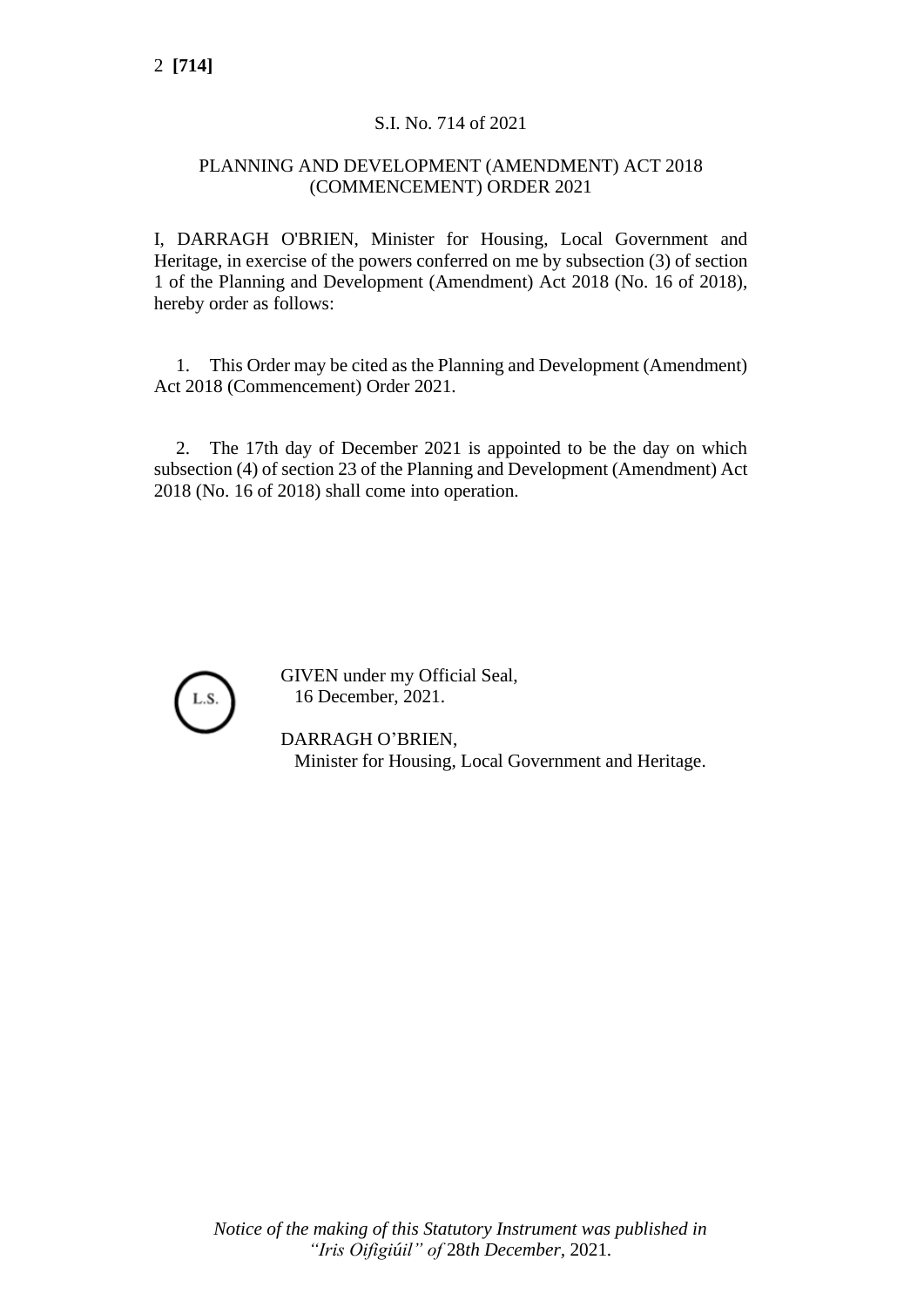S.I. No. 714 of 2021

PLANNING AND DEVELOPMENT (AMENDMENT) ACT 2018 (COMMENCEMENT) ORDER 2021

I, DARRAGH O'BRIEN, Minister for Housing, Local Government and Heritage, in exercise of the powers conferred on me by subsection (3) of section 1 of the Planning and Development (Amendment) Act 2018 (No. 16 of 2018), hereby order as follows:

1. This Order may be cited as the Planning and Development (Amendment) Act 2018 (Commencement) Order 2021.

2. The 17th day of December 2021 is appointed to be the day on which subsection (4) of section 23 of the Planning and Development (Amendment) Act 2018 (No. 16 of 2018) shall come into operation.

L.S.

GIVEN under my Official Seal,
16 December, 2021.

DARRAGH O'BRIEN,
Minister for Housing, Local Government and Heritage.

*Notice of the making of this Statutory Instrument was published in "Iris Oifigiúil" of* 28*th December*, 2021.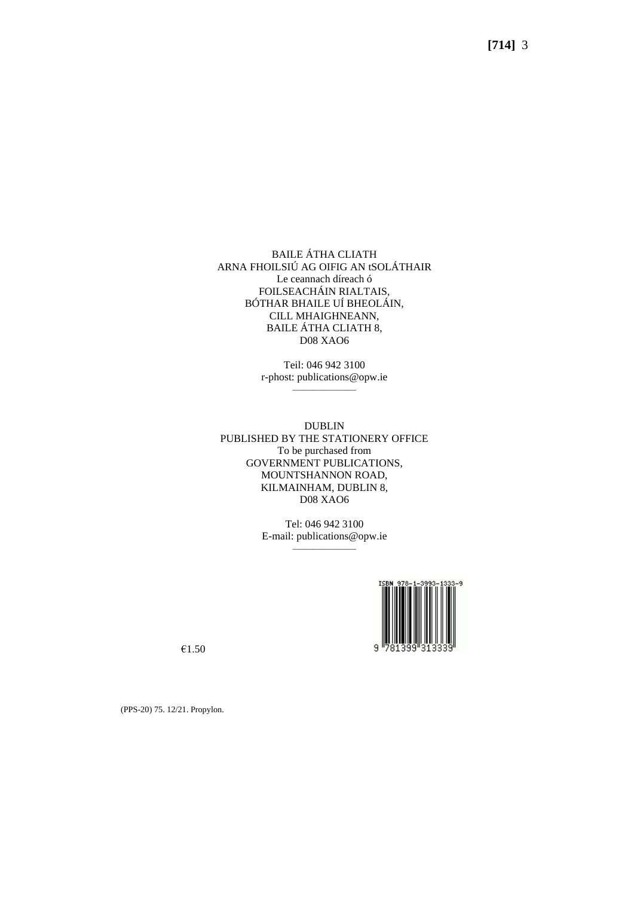BAILE ÁTHA CLIATH
ARNA FHOILSIÚ AG OIFIG AN tSOLÁTHAIR
Le ceannach díreach ó
FOILSEACHÁIN RIALTAIS,
BÓTHAR BHAILE UÍ BHEOLÁIN,
CILL MHAIGHNEANN,
BAILE ÁTHA CLIATH 8,
D08 XAO6

Teil: 046 942 3100
r-phost: publications@opw.ie

---

DUBLIN
PUBLISHED BY THE STATIONERY OFFICE
To be purchased from
GOVERNMENT PUBLICATIONS,
MOUNTSHANNON ROAD,
KILMAINHAM, DUBLIN 8,
D08 XAO6

Tel: 046 942 3100
E-mail: publications@opw.ie

---

ISBN 978-1-3993-1333-9

9 781399 313339

€1.50

(PPS-20) 75. 12/21. Propylon.